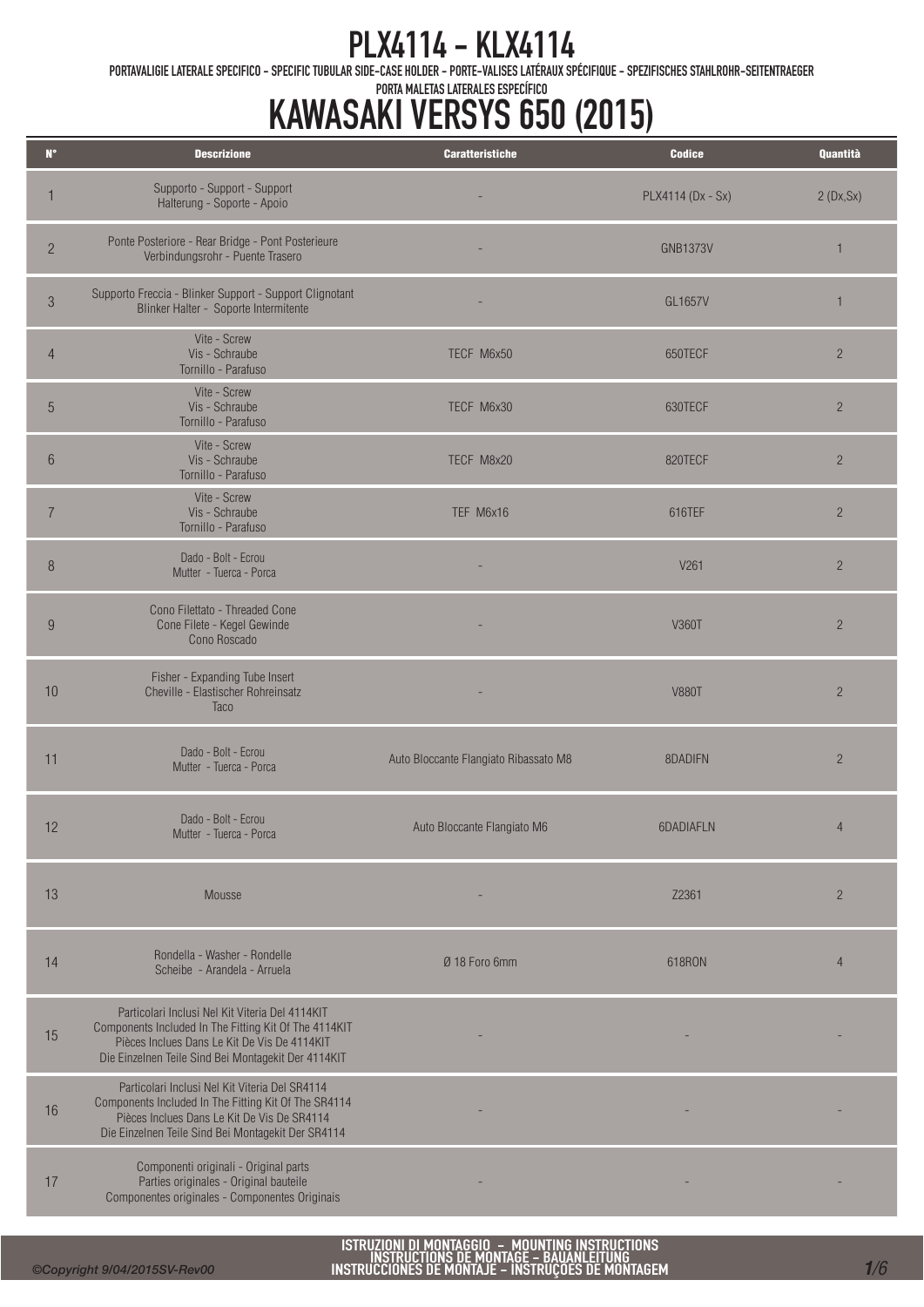# PLX4114 - KLX4114

PORTAVALIGIE LATERALE SPECIFICO - SPECIFIC TUBULAR SIDE-CASE HOLDER - PORTE-VALISES LATÉRAUX SPÉCIFIQUE - SPEZIFISCHES STAHLROHR-SEITENTRAEGER
PORTA MALETAS LATERALES ESPECÍFICO

# KAWASAKI VERSYS 650 (2015)

| N° | Descrizione | Caratteristiche | Codice | Quantità |
|---|---|---|---|---|
| 1 | Supporto - Support - Support<br>Halterung - Soporte - Apoio | - | PLX4114 (Dx - Sx) | 2 (Dx,Sx) |
| 2 | Ponte Posteriore - Rear Bridge - Pont Posterieure<br>Verbindungsrohr - Puente Trasero | - | GNB1373V | 1 |
| 3 | Supporto Freccia - Blinker Support - Support Clignotant<br>Blinker Halter - Soporte Intermitente | - | GL1657V | 1 |
| 4 | Vite - Screw<br>Vis - Schraube<br>Tornillo - Parafuso | TECF M6x50 | 650TECF | 2 |
| 5 | Vite - Screw<br>Vis - Schraube<br>Tornillo - Parafuso | TECF M6x30 | 630TECF | 2 |
| 6 | Vite - Screw<br>Vis - Schraube<br>Tornillo - Parafuso | TECF M8x20 | 820TECF | 2 |
| 7 | Vite - Screw<br>Vis - Schraube<br>Tornillo - Parafuso | TEF M6x16 | 616TEF | 2 |
| 8 | Dado - Bolt - Ecrou<br>Mutter - Tuerca - Porca | - | V261 | 2 |
| 9 | Cono Filettato - Threaded Cone<br>Cone Filete - Kegel Gewinde<br>Cono Roscado | - | V360T | 2 |
| 10 | Fisher - Expanding Tube Insert<br>Cheville - Elastischer Rohreinsatz<br>Taco | - | V880T | 2 |
| 11 | Dado - Bolt - Ecrou<br>Mutter - Tuerca - Porca | Auto Bloccante Flangiato Ribassato M8 | 8DADIFN | 2 |
| 12 | Dado - Bolt - Ecrou<br>Mutter - Tuerca - Porca | Auto Bloccante Flangiato M6 | 6DADIAFLN | 4 |
| 13 | Mousse | - | Z2361 | 2 |
| 14 | Rondella - Washer - Rondelle<br>Scheibe - Arandela - Arruela | Ø 18 Foro 6mm | 618RON | 4 |
| 15 | Particolari Inclusi Nel Kit Viteria Del 4114KIT<br>Components Included In The Fitting Kit Of The 4114KIT<br>Pièces Inclues Dans Le Kit De Vis De 4114KIT<br>Die Einzelnen Teile Sind Bei Montagekit Der 4114KIT | - | - | - |
| 16 | Particolari Inclusi Nel Kit Viteria Del SR4114<br>Components Included In The Fitting Kit Of The SR4114<br>Pièces Inclues Dans Le Kit De Vis De SR4114<br>Die Einzelnen Teile Sind Bei Montagekit Der SR4114 | - | - | - |
| 17 | Componenti originali - Original parts<br>Parties originales - Original bauteile<br>Componentes originales - Componentes Originais | - | - | - |

ISTRUZIONI DI MONTAGGIO - MOUNTING INSTRUCTIONS
INSTRUCTIONS DE MONTAGE - BAUANLEITUNG
INSTRUCCIONES DE MONTAJE - INSTRUÇOES DE MONTAGEM

*©Copyright 9/04/2015SV-Rev00*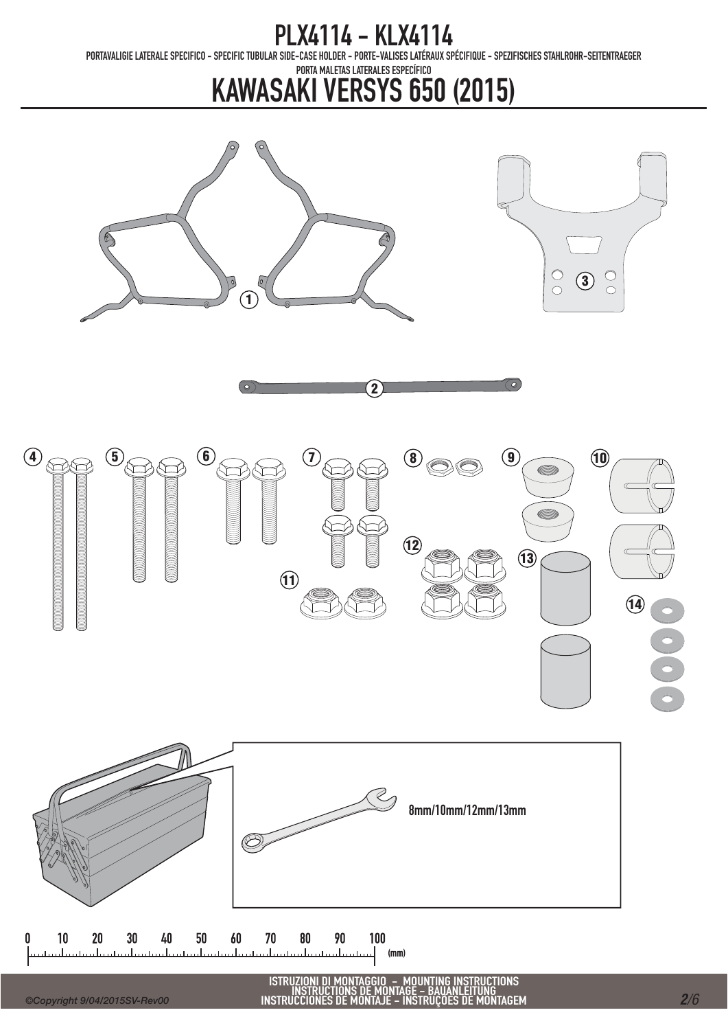# PLX4114 - KLX4114

PORTAVALIGIE LATERALE SPECIFICO - SPECIFIC TUBULAR SIDE-CASE HOLDER - PORTE-VALISES LATÉRAUX SPÉCIFIQUE - SPEZIFISCHES STAHLROHR-SEITENTRAEGER

PORTA MALETAS LATERALES ESPECÍFICO

# KAWASAKI VERSYS 650 (2015)

1

3

2

4 5 6 7 8 9 10

12 13

11

14

8mm/10mm/12mm/13mm

0 10 20 30 40 50 60 70 80 90 100 (mm)

ISTRUZIONI DI MONTAGGIO - MOUNTING INSTRUCTIONS
INSTRUCTIONS DE MONTAGE - BAUANLEITUNG
INSTRUCCIONES DE MONTAJE - INSTRUÇÕES DE MONTAGEM

*©Copyright 9/04/2015SV-Rev00*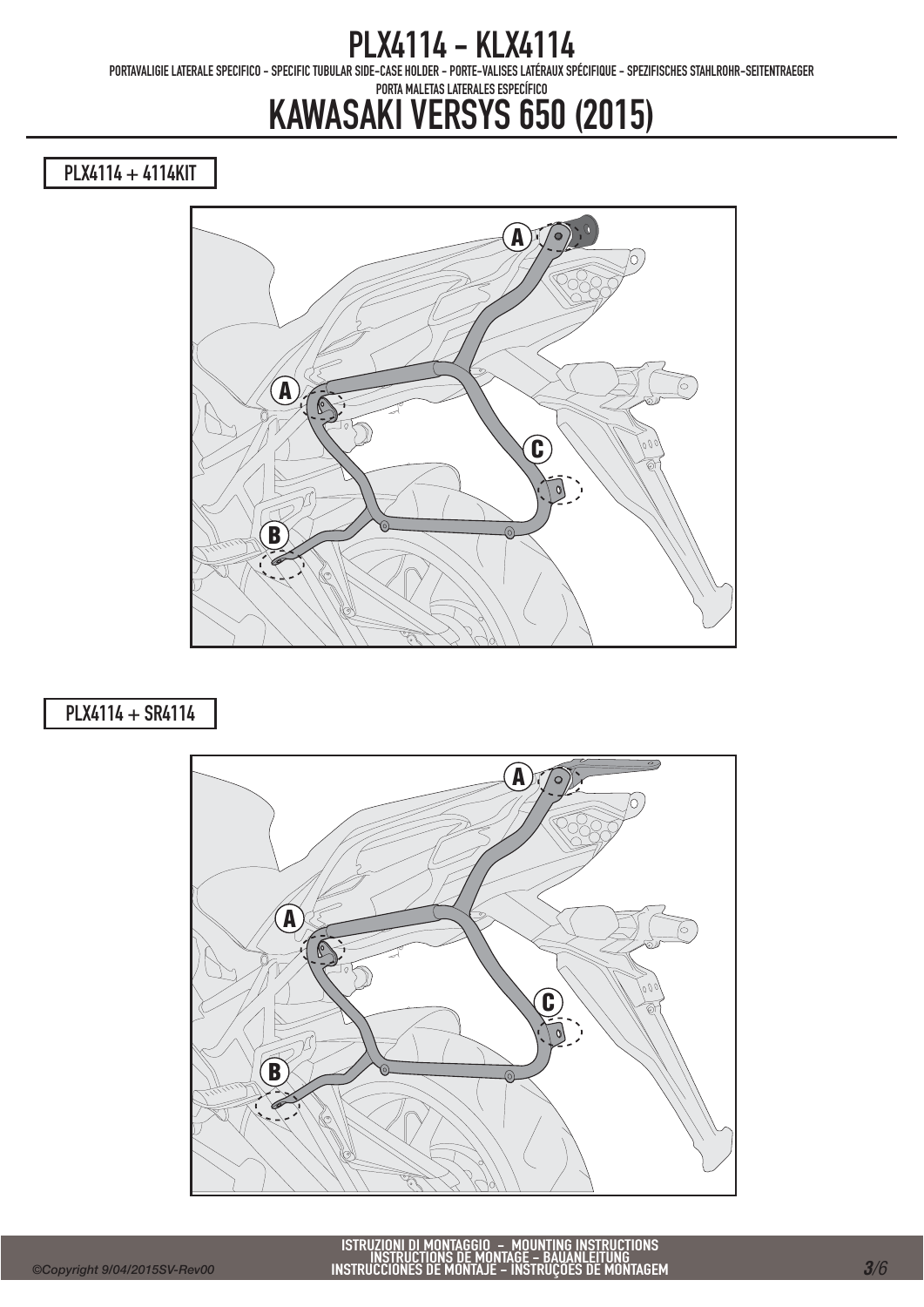# PLX4114 - KLX4114

PORTAVALIGIE LATERALE SPECIFICO - SPECIFIC TUBULAR SIDE-CASE HOLDER - PORTE-VALISES LATÉRAUX SPÉCIFIQUE - SPEZIFISCHES STAHLROHR-SEITENTRAEGER

PORTA MALETAS LATERALES ESPECÍFICO

# KAWASAKI VERSYS 650 (2015)

## PLX4114 + 4114KIT

A

A

C

B

## PLX4114 + SR4114

A

A

C

B

ISTRUZIONI DI MONTAGGIO - MOUNTING INSTRUCTIONS
INSTRUCTIONS DE MONTAGE - BAUANLEITUNG
INSTRUCCIONES DE MONTAJE - INSTRUÇÕES DE MONTAGEM

©Copyright 9/04/2015SV-Rev00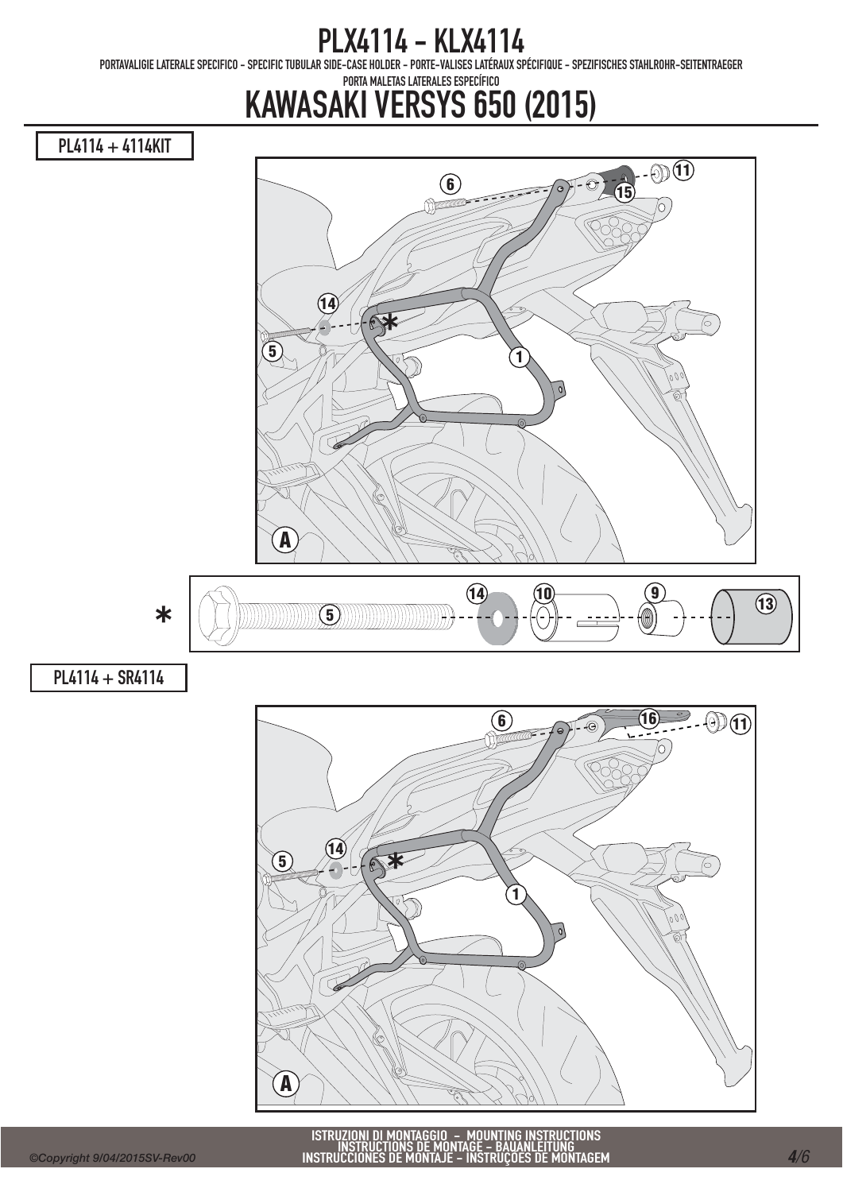# PLX4114 - KLX4114

PORTAVALIGIE LATERALE SPECIFICO - SPECIFIC TUBULAR SIDE-CASE HOLDER - PORTE-VALISES LATÉRAUX SPÉCIFIQUE - SPEZIFISCHES STAHLROHR-SEITENTRAEGER
PORTA MALETAS LATERALES ESPECÍFICO

# KAWASAKI VERSYS 650 (2015)

PL4114 + 4114KIT

6 11 15 14 * 5 1 A

* 5 14 10 9 13

PL4114 + SR4114

6 16 11 14 5 * 1 A

ISTRUZIONI DI MONTAGGIO - MOUNTING INSTRUCTIONS
INSTRUCTIONS DE MONTAGE - BAUANLEITUNG
INSTRUCCIONES DE MONTAJE - INSTRUÇÕES DE MONTAGEM

©Copyright 9/04/2015SV-Rev00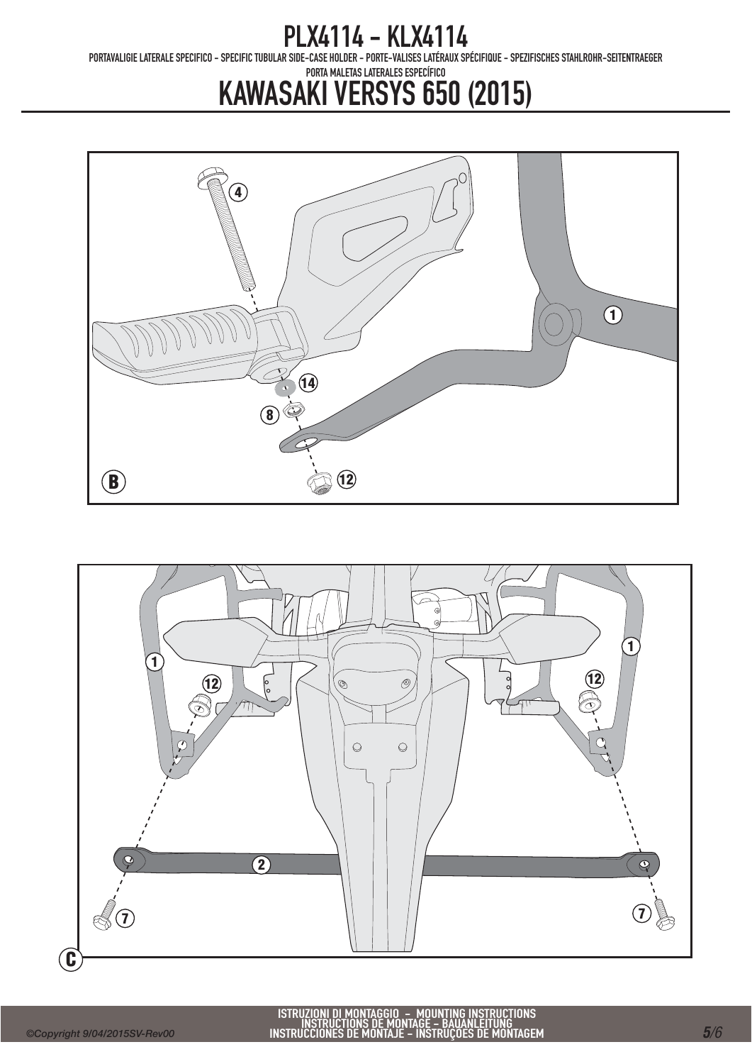# PLX4114 - KLX4114

PORTAVALIGIE LATERALE SPECIFICO - SPECIFIC TUBULAR SIDE-CASE HOLDER - PORTE-VALISES LATÉRAUX SPÉCIFIQUE - SPEZIFISCHES STAHLROHR-SEITENTRAEGER

PORTA MALETAS LATERALES ESPECÍFICO

## KAWASAKI VERSYS 650 (2015)

4

1

14

8

12

B

1

12

1

12

2

7

7

C

ISTRUZIONI DI MONTAGGIO - MOUNTING INSTRUCTIONS
INSTRUCTIONS DE MONTAGE - BAUANLEITUNG
INSTRUCCIONES DE MONTAJE - INSTRUÇÕES DE MONTAGEM

©Copyright 9/04/2015SV-Rev00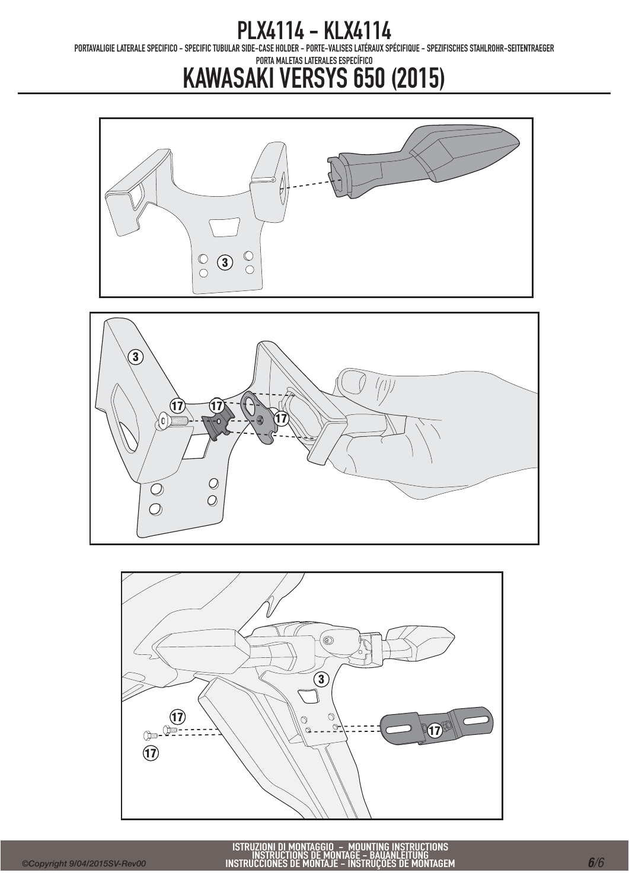# PLX4114 - KLX4114

PORTAVALIGIE LATERALE SPECIFICO - SPECIFIC TUBULAR SIDE-CASE HOLDER - PORTE-VALISES LATÉRAUX SPÉCIFIQUE - SPEZIFISCHES STAHLROHR-SEITENTRAEGER

PORTA MALETAS LATERALES ESPECÍFICO

## KAWASAKI VERSYS 650 (2015)

3

3

17

17

17

3

17

17

17

ISTRUZIONI DI MONTAGGIO - MOUNTING INSTRUCTIONS
INSTRUCTIONS DE MONTAGE - BAUANLEITUNG
INSTRUCCIONES DE MONTAJE - INSTRUÇOES DE MONTAGEM

*©Copyright 9/04/2015SV-Rev00*